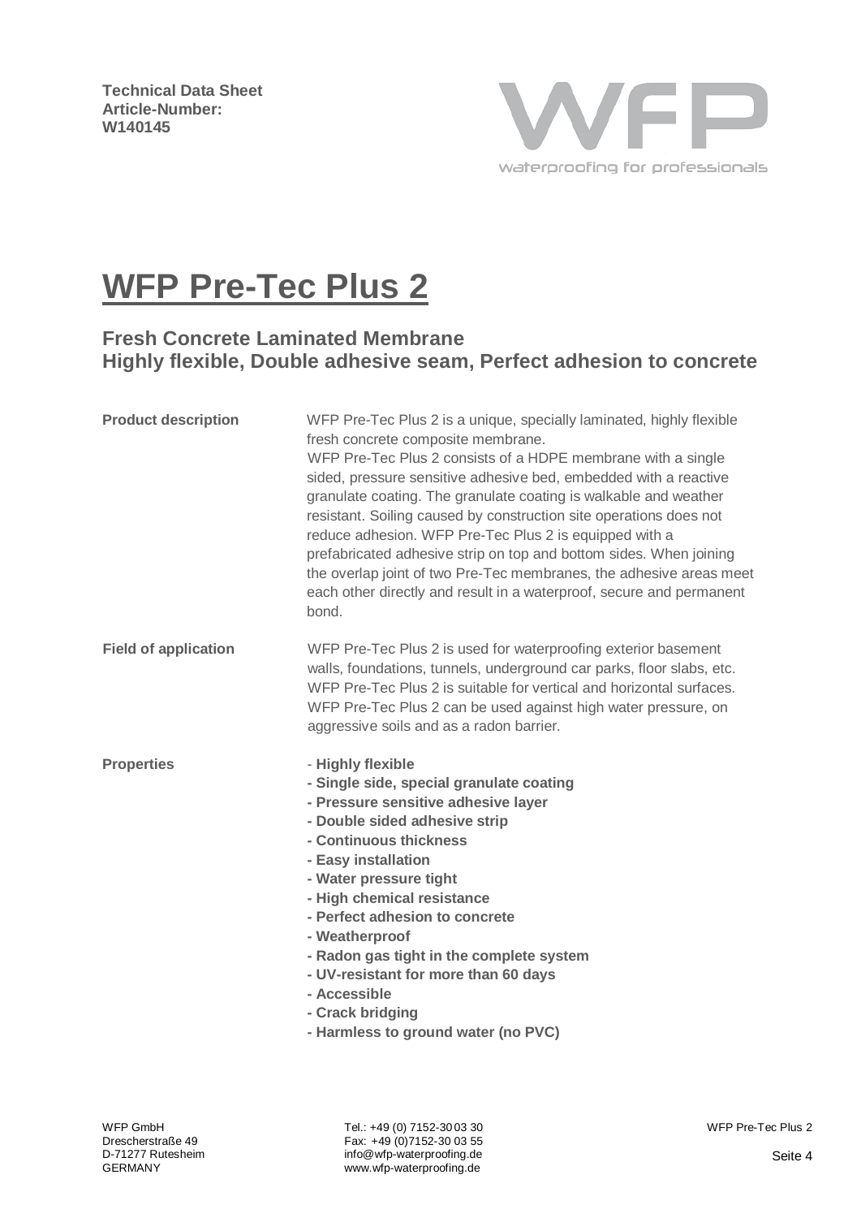**Technical Data Sheet**
**Article-Number:**
**W140145**

waterproofing for professionals

# WFP Pre-Tec Plus 2

## Fresh Concrete Laminated Membrane
## Highly flexible, Double adhesive seam, Perfect adhesion to concrete

**Product description**

WFP Pre-Tec Plus 2 is a unique, specially laminated, highly flexible fresh concrete composite membrane.
WFP Pre-Tec Plus 2 consists of a HDPE membrane with a single sided, pressure sensitive adhesive bed, embedded with a reactive granulate coating. The granulate coating is walkable and weather resistant. Soiling caused by construction site operations does not reduce adhesion. WFP Pre-Tec Plus 2 is equipped with a prefabricated adhesive strip on top and bottom sides. When joining the overlap joint of two Pre-Tec membranes, the adhesive areas meet each other directly and result in a waterproof, secure and permanent bond.

**Field of application**

WFP Pre-Tec Plus 2 is used for waterproofing exterior basement walls, foundations, tunnels, underground car parks, floor slabs, etc. WFP Pre-Tec Plus 2 is suitable for vertical and horizontal surfaces. WFP Pre-Tec Plus 2 can be used against high water pressure, on aggressive soils and as a radon barrier.

**Properties**

- **Highly flexible**
- **Single side, special granulate coating**
- **Pressure sensitive adhesive layer**
- **Double sided adhesive strip**
- **Continuous thickness**
- **Easy installation**
- **Water pressure tight**
- **High chemical resistance**
- **Perfect adhesion to concrete**
- **Weatherproof**
- **Radon gas tight in the complete system**
- **UV-resistant for more than 60 days**
- **Accessible**
- **Crack bridging**
- **Harmless to ground water (no PVC)**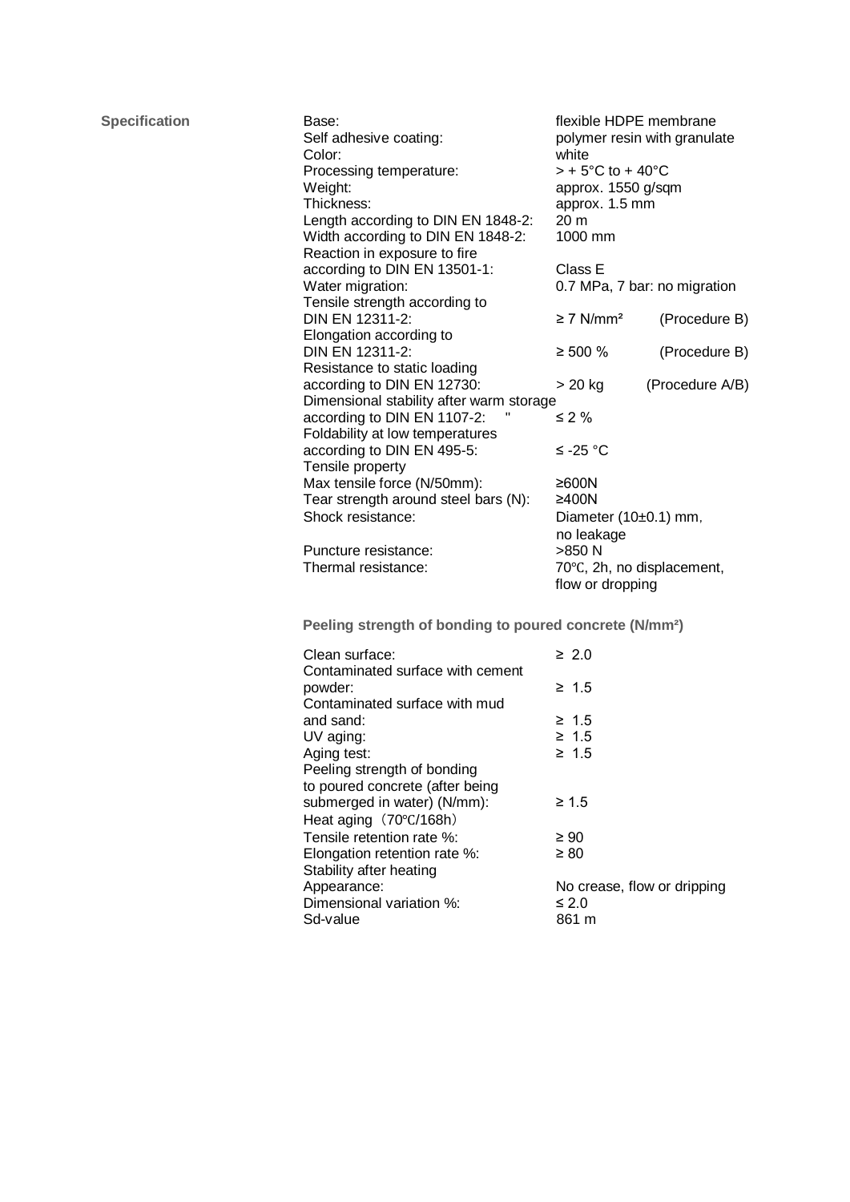**Specification**

| Property | Value | |
|---|---|---|
| Base: | flexible HDPE membrane | |
| Self adhesive coating: | polymer resin with granulate | |
| Color: | white | |
| Processing temperature: | > + 5°C to + 40°C | |
| Weight: | approx. 1550 g/sqm | |
| Thickness: | approx. 1.5 mm | |
| Length according to DIN EN 1848-2: | 20 m | |
| Width according to DIN EN 1848-2: | 1000 mm | |
| Reaction in exposure to fire according to DIN EN 13501-1: | Class E | |
| Water migration: | 0.7 MPa, 7 bar: no migration | |
| Tensile strength according to DIN EN 12311-2: | ≥ 7 N/mm² | (Procedure B) |
| Elongation according to DIN EN 12311-2: | ≥ 500 % | (Procedure B) |
| Resistance to static loading according to DIN EN 12730: | > 20 kg | (Procedure A/B) |
| Dimensional stability after warm storage according to DIN EN 1107-2: " | ≤ 2 % | |
| Foldability at low temperatures according to DIN EN 495-5: | ≤ -25 °C | |
| Tensile property | | |
| Max tensile force (N/50mm): | ≥600N | |
| Tear strength around steel bars (N): | ≥400N | |
| Shock resistance: | Diameter (10±0.1) mm, no leakage | |
| Puncture resistance: | >850 N | |
| Thermal resistance: | 70℃, 2h, no displacement, flow or dropping | |

**Peeling strength of bonding to poured concrete (N/mm²)**

| Property | Value |
|---|---|
| Clean surface: | ≥ 2.0 |
| Contaminated surface with cement powder: | ≥ 1.5 |
| Contaminated surface with mud and sand: | ≥ 1.5 |
| UV aging: | ≥ 1.5 |
| Aging test: | ≥ 1.5 |
| Peeling strength of bonding to poured concrete (after being submerged in water) (N/mm): | ≥ 1.5 |
| Heat aging（70℃/168h） | |
| Tensile retention rate %: | ≥ 90 |
| Elongation retention rate %: | ≥ 80 |
| Stability after heating | |
| Appearance: | No crease, flow or dripping |
| Dimensional variation %: | ≤ 2.0 |
| Sd-value | 861 m |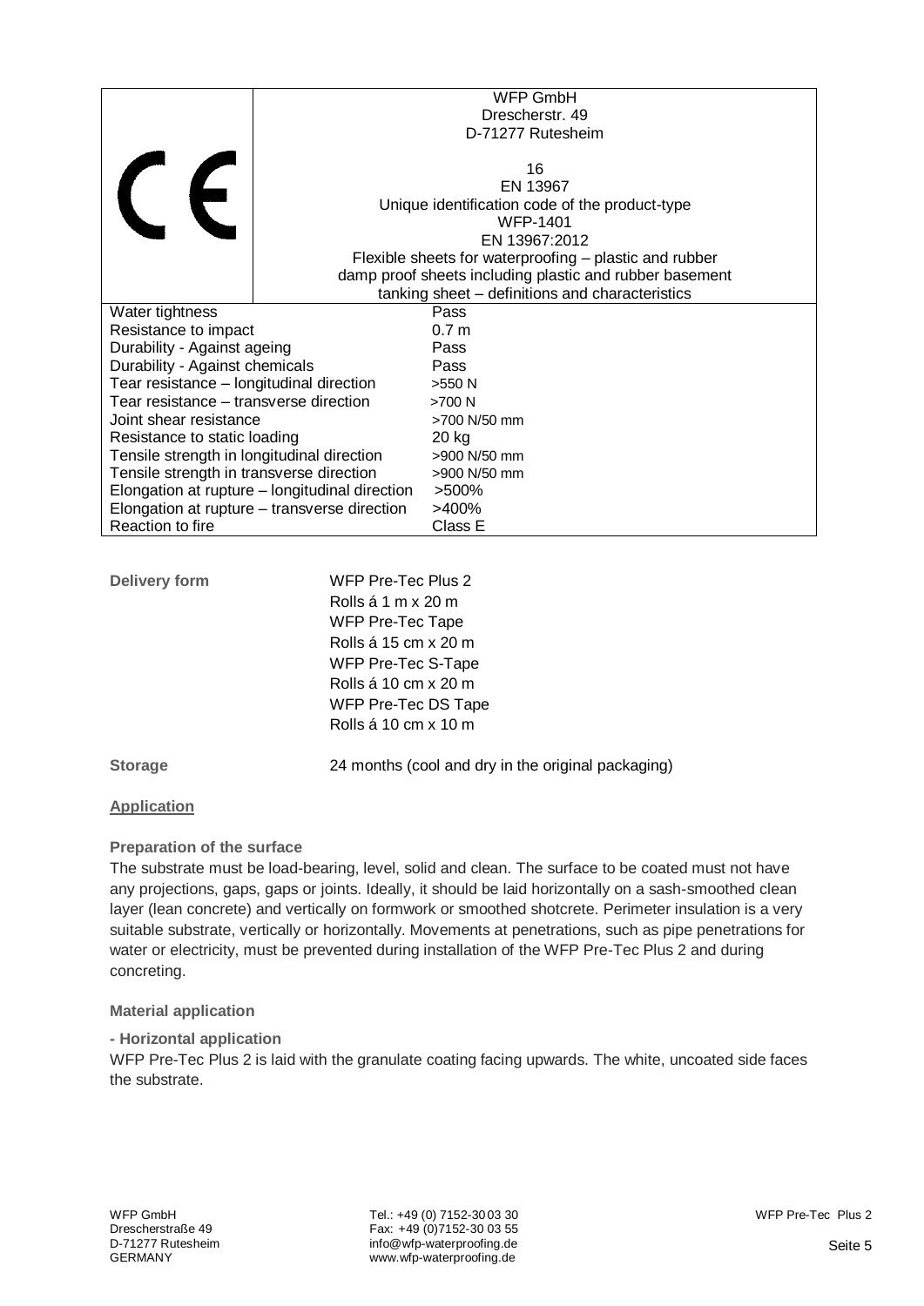| CE | WFP GmbH<br>Drescherstr. 49<br>D-71277 Rutesheim<br><br>16<br>EN 13967<br>Unique identification code of the product-type<br>WFP-1401<br>EN 13967:2012<br>Flexible sheets for waterproofing – plastic and rubber damp proof sheets including plastic and rubber basement tanking sheet – definitions and characteristics |
|---|---|
| Water tightness | Pass |
| Resistance to impact | 0.7 m |
| Durability - Against ageing | Pass |
| Durability - Against chemicals | Pass |
| Tear resistance – longitudinal direction | >550 N |
| Tear resistance – transverse direction | >700 N |
| Joint shear resistance | >700 N/50 mm |
| Resistance to static loading | 20 kg |
| Tensile strength in longitudinal direction | >900 N/50 mm |
| Tensile strength in transverse direction | >900 N/50 mm |
| Elongation at rupture – longitudinal direction | >500% |
| Elongation at rupture – transverse direction | >400% |
| Reaction to fire | Class E |

**Delivery form**

WFP Pre-Tec Plus 2
Rolls á 1 m x 20 m
WFP Pre-Tec Tape
Rolls á 15 cm x 20 m
WFP Pre-Tec S-Tape
Rolls á 10 cm x 20 m
WFP Pre-Tec DS Tape
Rolls á 10 cm x 10 m

**Storage**

24 months (cool and dry in the original packaging)

## Application

### Preparation of the surface

The substrate must be load-bearing, level, solid and clean. The surface to be coated must not have any projections, gaps, gaps or joints. Ideally, it should be laid horizontally on a sash-smoothed clean layer (lean concrete) and vertically on formwork or smoothed shotcrete. Perimeter insulation is a very suitable substrate, vertically or horizontally. Movements at penetrations, such as pipe penetrations for water or electricity, must be prevented during installation of the WFP Pre-Tec Plus 2 and during concreting.

### Material application

**- Horizontal application**

WFP Pre-Tec Plus 2 is laid with the granulate coating facing upwards. The white, uncoated side faces the substrate.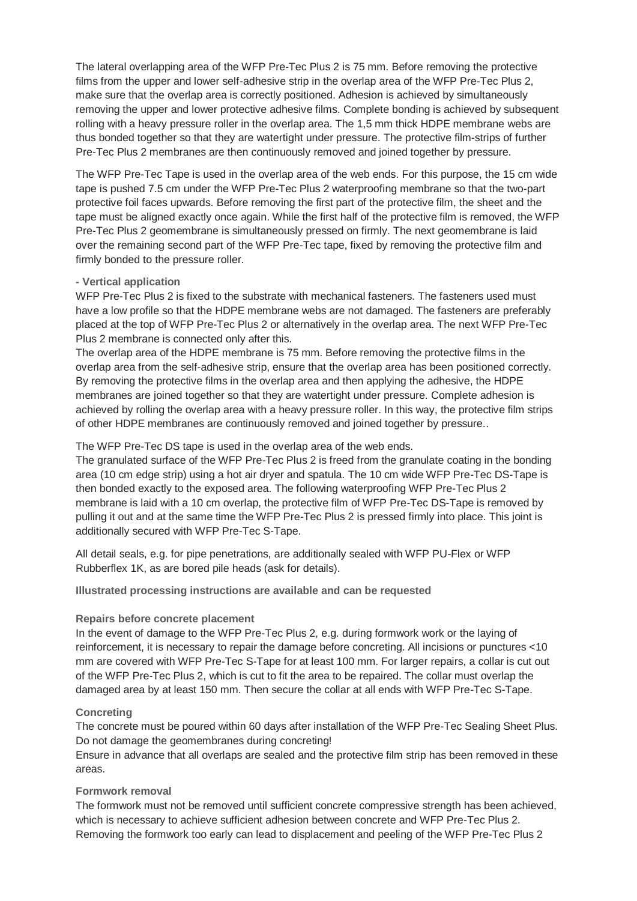The lateral overlapping area of the WFP Pre-Tec Plus 2 is 75 mm. Before removing the protective films from the upper and lower self-adhesive strip in the overlap area of the WFP Pre-Tec Plus 2, make sure that the overlap area is correctly positioned. Adhesion is achieved by simultaneously removing the upper and lower protective adhesive films. Complete bonding is achieved by subsequent rolling with a heavy pressure roller in the overlap area. The 1,5 mm thick HDPE membrane webs are thus bonded together so that they are watertight under pressure. The protective film-strips of further Pre-Tec Plus 2 membranes are then continuously removed and joined together by pressure.

The WFP Pre-Tec Tape is used in the overlap area of the web ends. For this purpose, the 15 cm wide tape is pushed 7.5 cm under the WFP Pre-Tec Plus 2 waterproofing membrane so that the two-part protective foil faces upwards. Before removing the first part of the protective film, the sheet and the tape must be aligned exactly once again. While the first half of the protective film is removed, the WFP Pre-Tec Plus 2 geomembrane is simultaneously pressed on firmly. The next geomembrane is laid over the remaining second part of the WFP Pre-Tec tape, fixed by removing the protective film and firmly bonded to the pressure roller.

**- Vertical application**

WFP Pre-Tec Plus 2 is fixed to the substrate with mechanical fasteners. The fasteners used must have a low profile so that the HDPE membrane webs are not damaged. The fasteners are preferably placed at the top of WFP Pre-Tec Plus 2 or alternatively in the overlap area. The next WFP Pre-Tec Plus 2 membrane is connected only after this.
The overlap area of the HDPE membrane is 75 mm. Before removing the protective films in the overlap area from the self-adhesive strip, ensure that the overlap area has been positioned correctly. By removing the protective films in the overlap area and then applying the adhesive, the HDPE membranes are joined together so that they are watertight under pressure. Complete adhesion is achieved by rolling the overlap area with a heavy pressure roller. In this way, the protective film strips of other HDPE membranes are continuously removed and joined together by pressure..

The WFP Pre-Tec DS tape is used in the overlap area of the web ends.
The granulated surface of the WFP Pre-Tec Plus 2 is freed from the granulate coating in the bonding area (10 cm edge strip) using a hot air dryer and spatula. The 10 cm wide WFP Pre-Tec DS-Tape is then bonded exactly to the exposed area. The following waterproofing WFP Pre-Tec Plus 2 membrane is laid with a 10 cm overlap, the protective film of WFP Pre-Tec DS-Tape is removed by pulling it out and at the same time the WFP Pre-Tec Plus 2 is pressed firmly into place. This joint is additionally secured with WFP Pre-Tec S-Tape.

All detail seals, e.g. for pipe penetrations, are additionally sealed with WFP PU-Flex or WFP Rubberflex 1K, as are bored pile heads (ask for details).

**Illustrated processing instructions are available and can be requested**

**Repairs before concrete placement**

In the event of damage to the WFP Pre-Tec Plus 2, e.g. during formwork work or the laying of reinforcement, it is necessary to repair the damage before concreting. All incisions or punctures <10 mm are covered with WFP Pre-Tec S-Tape for at least 100 mm. For larger repairs, a collar is cut out of the WFP Pre-Tec Plus 2, which is cut to fit the area to be repaired. The collar must overlap the damaged area by at least 150 mm. Then secure the collar at all ends with WFP Pre-Tec S-Tape.

**Concreting**

The concrete must be poured within 60 days after installation of the WFP Pre-Tec Sealing Sheet Plus. Do not damage the geomembranes during concreting!
Ensure in advance that all overlaps are sealed and the protective film strip has been removed in these areas.

**Formwork removal**

The formwork must not be removed until sufficient concrete compressive strength has been achieved, which is necessary to achieve sufficient adhesion between concrete and WFP Pre-Tec Plus 2. Removing the formwork too early can lead to displacement and peeling of the WFP Pre-Tec Plus 2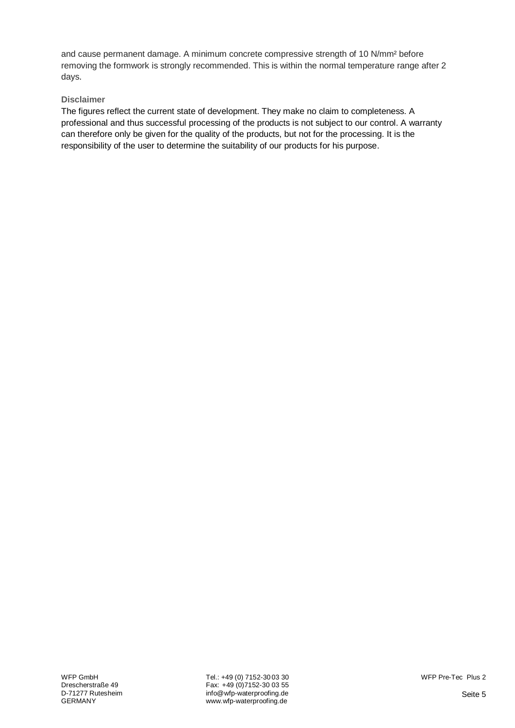and cause permanent damage. A minimum concrete compressive strength of 10 N/mm² before removing the formwork is strongly recommended. This is within the normal temperature range after 2 days.

**Disclaimer**

The figures reflect the current state of development. They make no claim to completeness. A professional and thus successful processing of the products is not subject to our control. A warranty can therefore only be given for the quality of the products, but not for the processing. It is the responsibility of the user to determine the suitability of our products for his purpose.